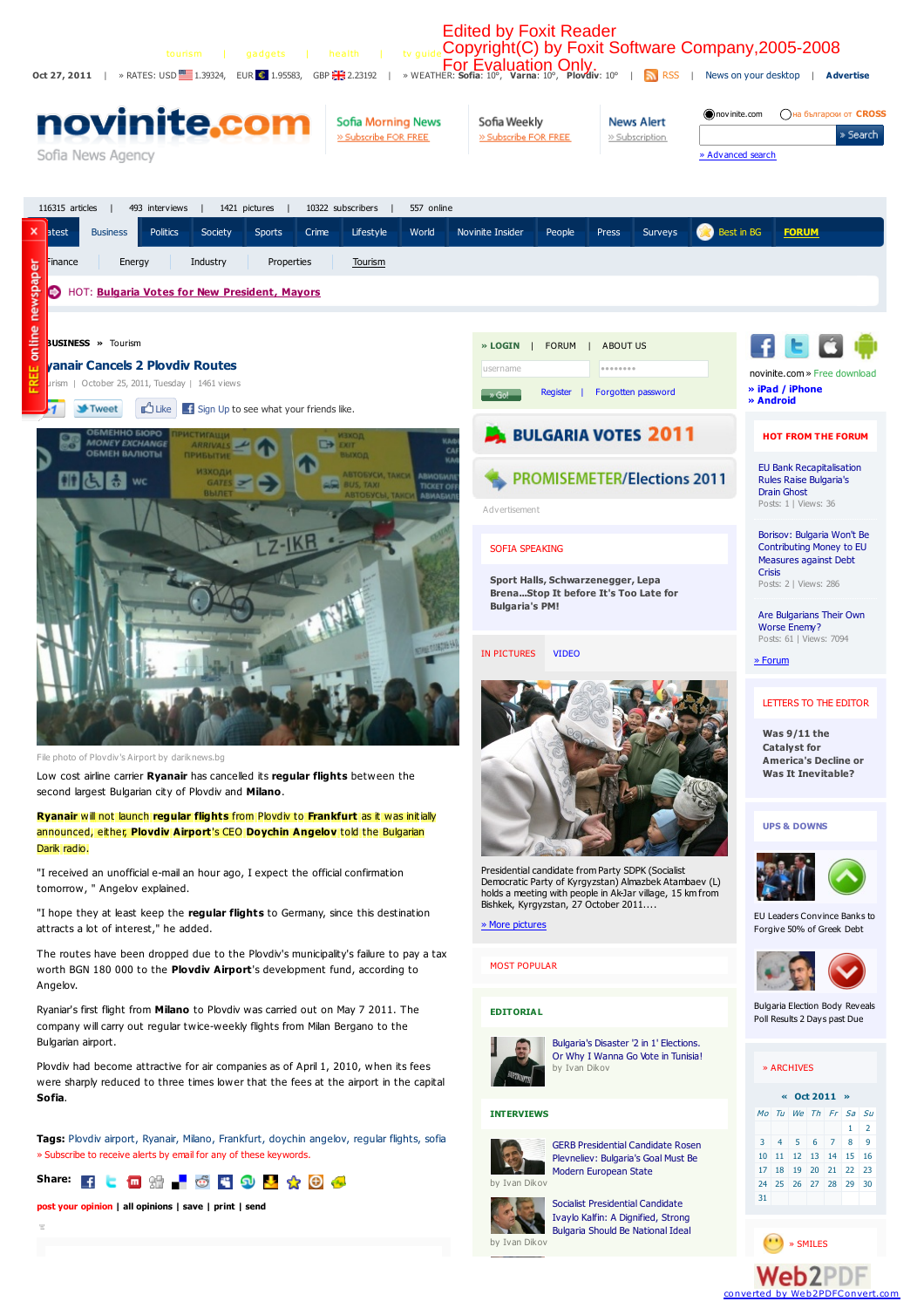Edited by Foxit Reader
Copyright(C) by Foxit Software Company,2005-2008
For Evaluation Only.

Oct 27, 2011 | » RATES: USD 1.39324, EUR 1.95583, GBP 2.23192 | » WEATHER: Sofia: 10°, Varna: 10°, Plovdiv: 10° | RSS | News on your desktop | Advertise

BUSINESS » Tourism

# Ryanair Cancels 2 Plovdiv Routes

Tourism | October 25, 2011, Tuesday | 1461 views

File photo of Plovdiv's Airport by dariknews.bg

Low cost airline carrier **Ryanair** has cancelled its **regular flights** between the second largest Bulgarian city of Plovdiv and **Milano**.

**Ryanair** will not launch **regular flights** from Plovdiv to **Frankfurt** as it was initially announced, either, **Plovdiv Airport**'s CEO **Doychin Angelov** told the Bulgarian Darik radio.

"I received an unofficial e-mail an hour ago, I expect the official confirmation tomorrow," Angelov explained.

"I hope they at least keep the **regular flights** to Germany, since this destination attracts a lot of interest," he added.

The routes have been dropped due to the Plovdiv's municipality's failure to pay a tax worth BGN 180 000 to the **Plovdiv Airport**'s development fund, according to Angelov.

Ryanair's first flight from **Milano** to Plovdiv was carried out on May 7 2011. The company will carry out regular twice-weekly flights from Milan Bergano to the Bulgarian airport.

Plovdiv had become attractive for air companies as of April 1, 2010, when its fees were sharply reduced to three times lower that the fees at the airport in the capital **Sofia**.

**Tags:** Plovdiv airport, Ryanair, Milano, Frankfurt, doychin angelov, regular flights, sofia

» Subscribe to receive alerts by email for any of these keywords.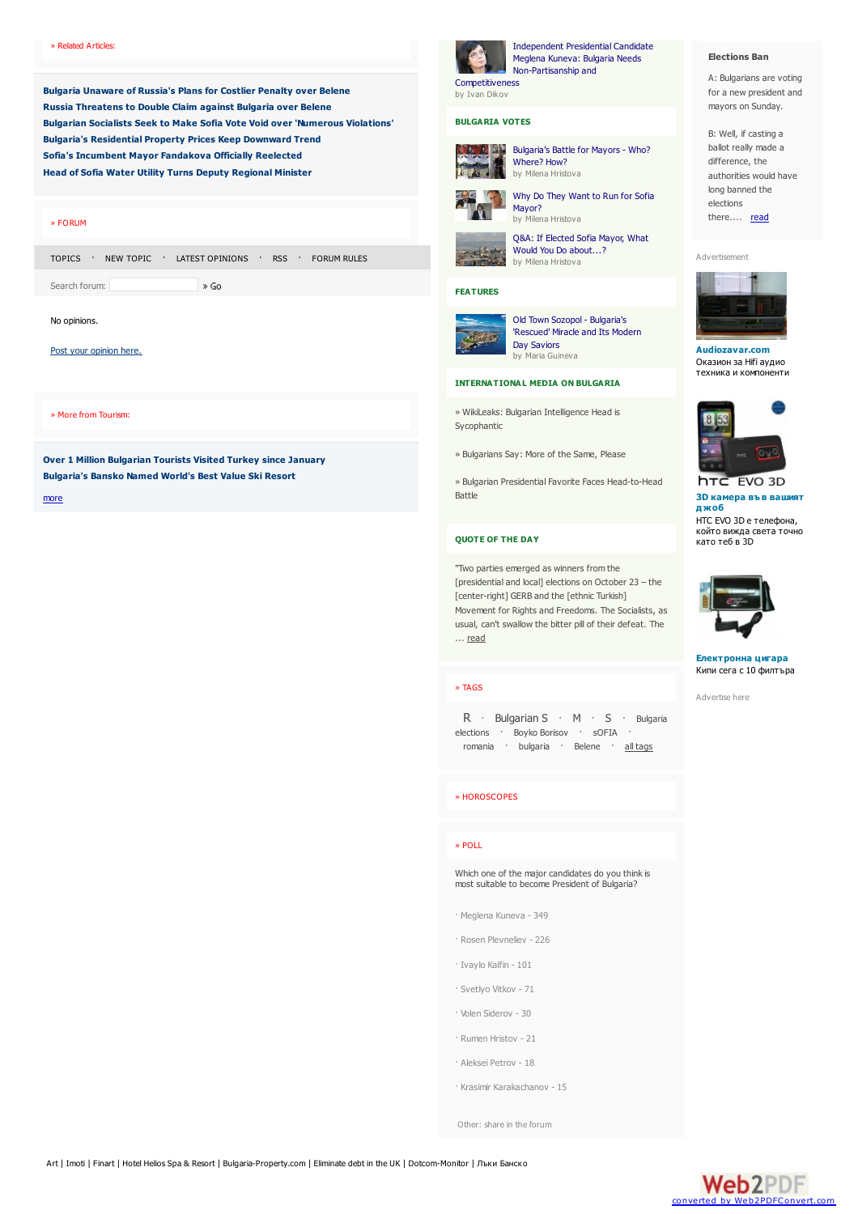» Related Articles:

**Bulgaria Unaware of Russia's Plans for Costlier Penalty over Belene**
**Russia Threatens to Double Claim against Bulgaria over Belene**
**Bulgarian Socialists Seek to Make Sofia Vote Void over 'Numerous Violations'**
**Bulgaria's Residential Property Prices Keep Downward Trend**
**Sofia's Incumbent Mayor Fandakova Officially Reelected**
**Head of Sofia Water Utility Turns Deputy Regional Minister**

» FORUM

TOPICS · NEW TOPIC · LATEST OPINIONS · RSS · FORUM RULES

Search forum: » Go

No opinions.

Post your opinion here.

» More from Tourism:

**Over 1 Million Bulgarian Tourists Visited Turkey since January**
**Bulgaria's Bansko Named World's Best Value Ski Resort**

more

Independent Presidential Candidate Meglena Kuneva: Bulgaria Needs Non-Partisanship and Competitiveness
by Ivan Dikov

## BULGARIA VOTES

Bulgaria's Battle for Mayors - Who? Where? How?
by Milena Hristova

Why Do They Want to Run for Sofia Mayor?
by Milena Hristova

Q&A: If Elected Sofia Mayor, What Would You Do about...?
by Milena Hristova

## FEATURES

Old Town Sozopol - Bulgaria's 'Rescued' Miracle and Its Modern Day Saviors
by Maria Guineva

## INTERNATIONAL MEDIA ON BULGARIA

» WikiLeaks: Bulgarian Intelligence Head is Sycophantic

» Bulgarians Say: More of the Same, Please

» Bulgarian Presidential Favorite Faces Head-to-Head Battle

## QUOTE OF THE DAY

"Two parties emerged as winners from the [presidential and local] elections on October 23 – the [center-right] GERB and the [ethnic Turkish] Movement for Rights and Freedoms. The Socialists, as usual, can't swallow the bitter pill of their defeat. The ... read

» TAGS

R · Bulgarian S · M · S · Bulgaria elections · Boyko Borisov · sOFIA · romania · bulgaria · Belene · all tags

» HOROSCOPES

» POLL

Which one of the major candidates do you think is most suitable to become President of Bulgaria?

- Meglena Kuneva - 349
- Rosen Plevneliev - 226
- Ivaylo Kalfin - 101
- Svetlyo Vitkov - 71
- Volen Siderov - 30
- Rumen Hristov - 21
- Aleksei Petrov - 18
- Krasimir Karakachanov - 15

Other: share in the forum

**Elections Ban**

A: Bulgarians are voting for a new president and mayors on Sunday.

B: Well, if casting a ballot really made a difference, the authorities would have long banned the elections there.... read

Advertisement

**Audiozavar.com**
Оказион за Hifi аудио техника и компоненти

**3D камера във вашият джоб**
HTC EVO 3D е телефона, който вижда света точно като теб в 3D

**Електронна цигара**
Купи сега с 10 филтъра

Advertise here

Art | Imoti | Finart | Hotel Helios Spa & Resort | Bulgaria-Property.com | Eliminate debt in the UK | Dotcom-Monitor | Лыжи Банско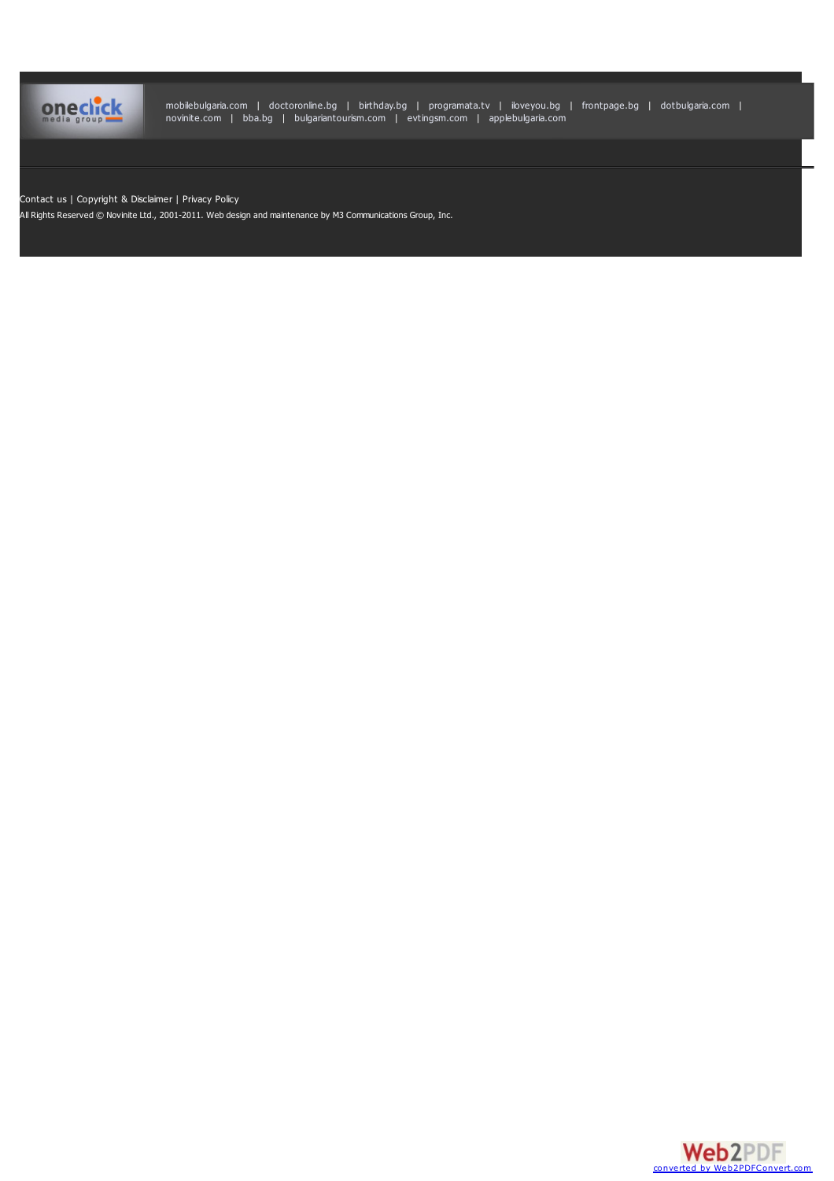oneclick media group

mobilebulgaria.com | doctoronline.bg | birthday.bg | programata.tv | iloveyou.bg | frontpage.bg | dotbulgaria.com | novinite.com | bba.bg | bulgariantourism.com | evtingsm.com | applebulgaria.com

Contact us | Copyright & Disclaimer | Privacy Policy

All Rights Reserved © Novinite Ltd., 2001-2011. Web design and maintenance by M3 Communications Group, Inc.